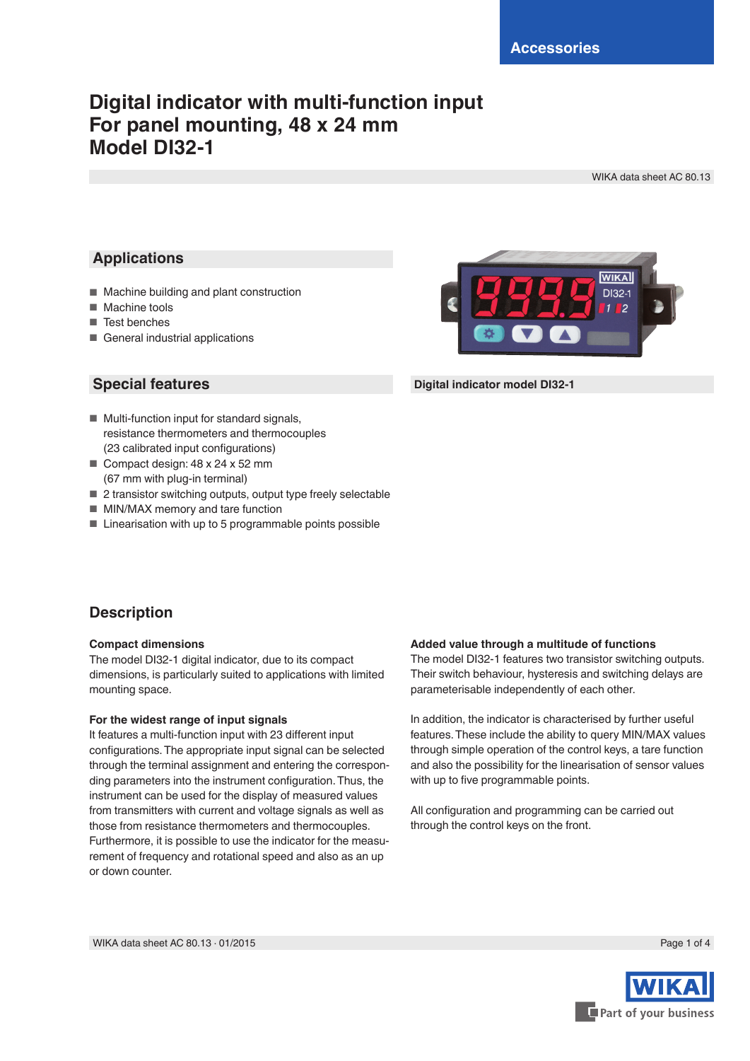Accessories

# Digital indicator with multi-function input
# For panel mounting, 48 x 24 mm
# Model DI32-1

WIKA data sheet AC 80.13

## Applications

- Machine building and plant construction
- Machine tools
- Test benches
- General industrial applications

## Special features

- Multi-function input for standard signals, resistance thermometers and thermocouples (23 calibrated input configurations)
- Compact design: 48 x 24 x 52 mm (67 mm with plug-in terminal)
- 2 transistor switching outputs, output type freely selectable
- MIN/MAX memory and tare function
- Linearisation with up to 5 programmable points possible

**Digital indicator model DI32-1**

## Description

### Compact dimensions

The model DI32-1 digital indicator, due to its compact dimensions, is particularly suited to applications with limited mounting space.

### For the widest range of input signals

It features a multi-function input with 23 different input configurations. The appropriate input signal can be selected through the terminal assignment and entering the corresponding parameters into the instrument configuration. Thus, the instrument can be used for the display of measured values from transmitters with current and voltage signals as well as those from resistance thermometers and thermocouples. Furthermore, it is possible to use the indicator for the measurement of frequency and rotational speed and also as an up or down counter.

### Added value through a multitude of functions

The model DI32-1 features two transistor switching outputs. Their switch behaviour, hysteresis and switching delays are parameterisable independently of each other.

In addition, the indicator is characterised by further useful features. These include the ability to query MIN/MAX values through simple operation of the control keys, a tare function and also the possibility for the linearisation of sensor values with up to five programmable points.

All configuration and programming can be carried out through the control keys on the front.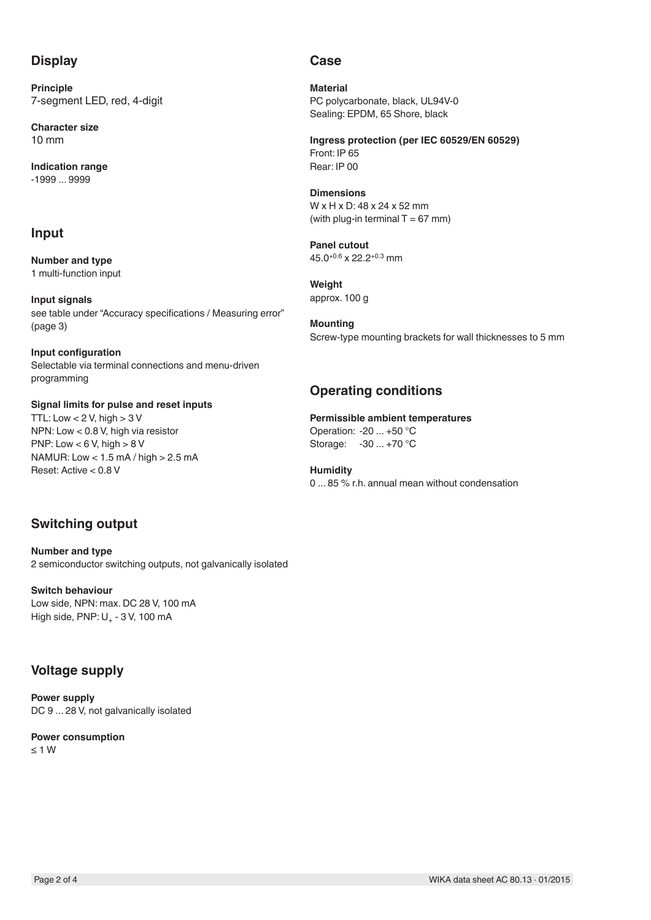## Display

**Principle**
7-segment LED, red, 4-digit

**Character size**
10 mm

**Indication range**
-1999 ... 9999

## Input

**Number and type**
1 multi-function input

**Input signals**
see table under "Accuracy specifications / Measuring error" (page 3)

**Input configuration**
Selectable via terminal connections and menu-driven programming

**Signal limits for pulse and reset inputs**
TTL: Low < 2 V, high > 3 V
NPN: Low < 0.8 V, high via resistor
PNP: Low < 6 V, high > 8 V
NAMUR: Low < 1.5 mA / high > 2.5 mA
Reset: Active < 0.8 V

## Switching output

**Number and type**
2 semiconductor switching outputs, not galvanically isolated

**Switch behaviour**
Low side, NPN: max. DC 28 V, 100 mA
High side, PNP: $U_+$ - 3 V, 100 mA

## Voltage supply

**Power supply**
DC 9 ... 28 V, not galvanically isolated

**Power consumption**
≤ 1 W

## Case

**Material**
PC polycarbonate, black, UL94V-0
Sealing: EPDM, 65 Shore, black

**Ingress protection (per IEC 60529/EN 60529)**
Front: IP 65
Rear: IP 00

**Dimensions**
W x H x D: 48 x 24 x 52 mm
(with plug-in terminal T = 67 mm)

**Panel cutout**
$45.0^{+0.6}$ x $22.2^{+0.3}$ mm

**Weight**
approx. 100 g

**Mounting**
Screw-type mounting brackets for wall thicknesses to 5 mm

## Operating conditions

**Permissible ambient temperatures**
Operation: -20 ... +50 °C
Storage: -30 ... +70 °C

**Humidity**
0 ... 85 % r.h. annual mean without condensation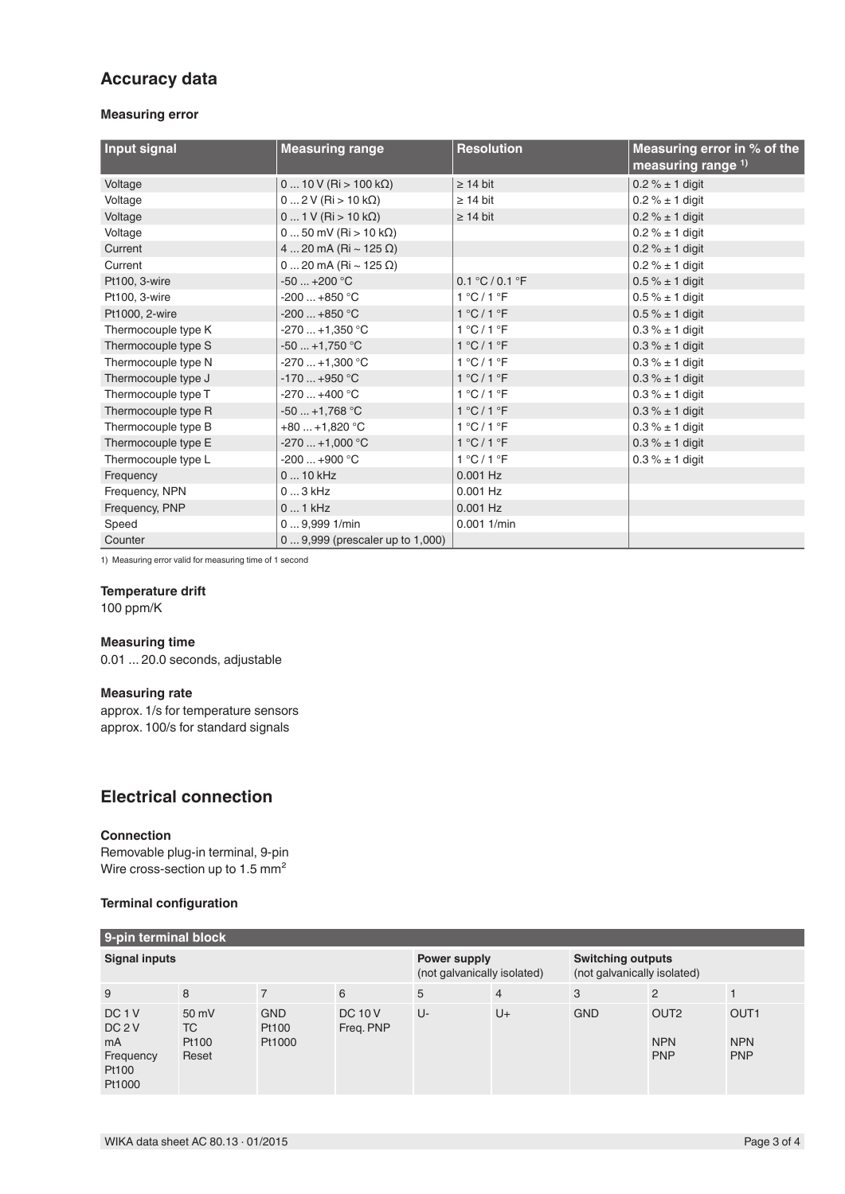## Accuracy data

### Measuring error

| Input signal | Measuring range | Resolution | Measuring error in % of the measuring range [1)] |
|---|---|---|---|
| Voltage | 0 ... 10 V (Ri > 100 kΩ) | ≥ 14 bit | 0.2 % ± 1 digit |
| Voltage | 0 ... 2 V (Ri > 10 kΩ) | ≥ 14 bit | 0.2 % ± 1 digit |
| Voltage | 0 ... 1 V (Ri > 10 kΩ) | ≥ 14 bit | 0.2 % ± 1 digit |
| Voltage | 0 ... 50 mV (Ri > 10 kΩ) | | 0.2 % ± 1 digit |
| Current | 4 ... 20 mA (Ri ~ 125 Ω) | | 0.2 % ± 1 digit |
| Current | 0 ... 20 mA (Ri ~ 125 Ω) | | 0.2 % ± 1 digit |
| Pt100, 3-wire | -50 ... +200 °C | 0.1 °C / 0.1 °F | 0.5 % ± 1 digit |
| Pt100, 3-wire | -200 ... +850 °C | 1 °C / 1 °F | 0.5 % ± 1 digit |
| Pt1000, 2-wire | -200 ... +850 °C | 1 °C / 1 °F | 0.5 % ± 1 digit |
| Thermocouple type K | -270 ... +1,350 °C | 1 °C / 1 °F | 0.3 % ± 1 digit |
| Thermocouple type S | -50 ... +1,750 °C | 1 °C / 1 °F | 0.3 % ± 1 digit |
| Thermocouple type N | -270 ... +1,300 °C | 1 °C / 1 °F | 0.3 % ± 1 digit |
| Thermocouple type J | -170 ... +950 °C | 1 °C / 1 °F | 0.3 % ± 1 digit |
| Thermocouple type T | -270 ... +400 °C | 1 °C / 1 °F | 0.3 % ± 1 digit |
| Thermocouple type R | -50 ... +1,768 °C | 1 °C / 1 °F | 0.3 % ± 1 digit |
| Thermocouple type B | +80 ... +1,820 °C | 1 °C / 1 °F | 0.3 % ± 1 digit |
| Thermocouple type E | -270 ... +1,000 °C | 1 °C / 1 °F | 0.3 % ± 1 digit |
| Thermocouple type L | -200 ... +900 °C | 1 °C / 1 °F | 0.3 % ± 1 digit |
| Frequency | 0 ... 10 kHz | 0.001 Hz | |
| Frequency, NPN | 0 ... 3 kHz | 0.001 Hz | |
| Frequency, PNP | 0 ... 1 kHz | 0.001 Hz | |
| Speed | 0 ... 9,999 1/min | 0.001 1/min | |
| Counter | 0 ... 9,999 (prescaler up to 1,000) | | |

1) Measuring error valid for measuring time of 1 second

**Temperature drift**
100 ppm/K

**Measuring time**
0.01 ... 20.0 seconds, adjustable

**Measuring rate**
approx. 1/s for temperature sensors
approx. 100/s for standard signals

## Electrical connection

**Connection**
Removable plug-in terminal, 9-pin
Wire cross-section up to 1.5 mm²

**Terminal configuration**

| 9-pin terminal block | | | | | | | | |
|---|---|---|---|---|---|---|---|---|
| **Signal inputs** | | | | **Power supply** (not galvanically isolated) | | **Switching outputs** (not galvanically isolated) | | |
| 9 | 8 | 7 | 6 | 5 | 4 | 3 | 2 | 1 |
| DC 1 V<br>DC 2 V<br>mA<br>Frequency<br>Pt100<br>Pt1000 | 50 mV<br>TC<br>Pt100<br>Reset | GND<br>Pt100<br>Pt1000 | DC 10 V<br>Freq. PNP | U- | U+ | GND | OUT2<br><br>NPN<br>PNP | OUT1<br><br>NPN<br>PNP |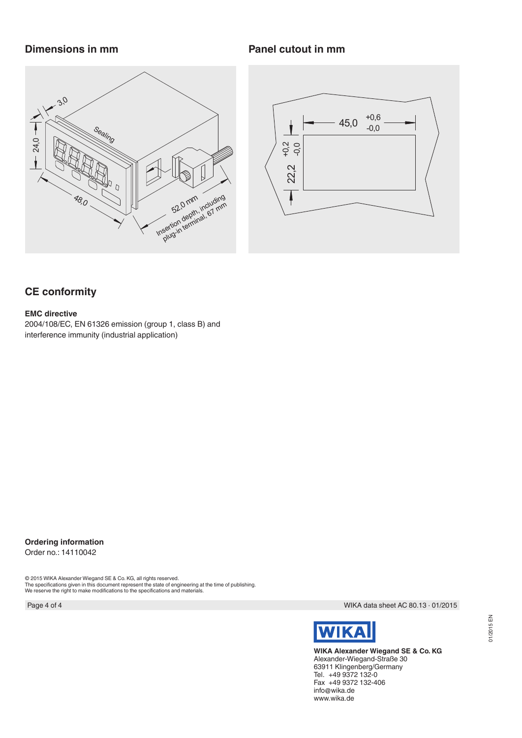## Dimensions in mm

3,0

24,0

Sealing

48,0

52,0 mm

Insertion depth, including plug-in terminal, 67 mm

## Panel cutout in mm

45,0 +0,6 -0,0

22,2 +0,2 -0,0

## CE conformity

**EMC directive**

2004/108/EC, EN 61326 emission (group 1, class B) and interference immunity (industrial application)

**Ordering information**

Order no.: 14110042

© 2015 WIKA Alexander Wiegand SE & Co. KG, all rights reserved.
The specifications given in this document represent the state of engineering at the time of publishing.
We reserve the right to make modifications to the specifications and materials.

**WIKA Alexander Wiegand SE & Co. KG**
Alexander-Wiegand-Straße 30
63911 Klingenberg/Germany
Tel. +49 9372 132-0
Fax +49 9372 132-406
info@wika.de
www.wika.de